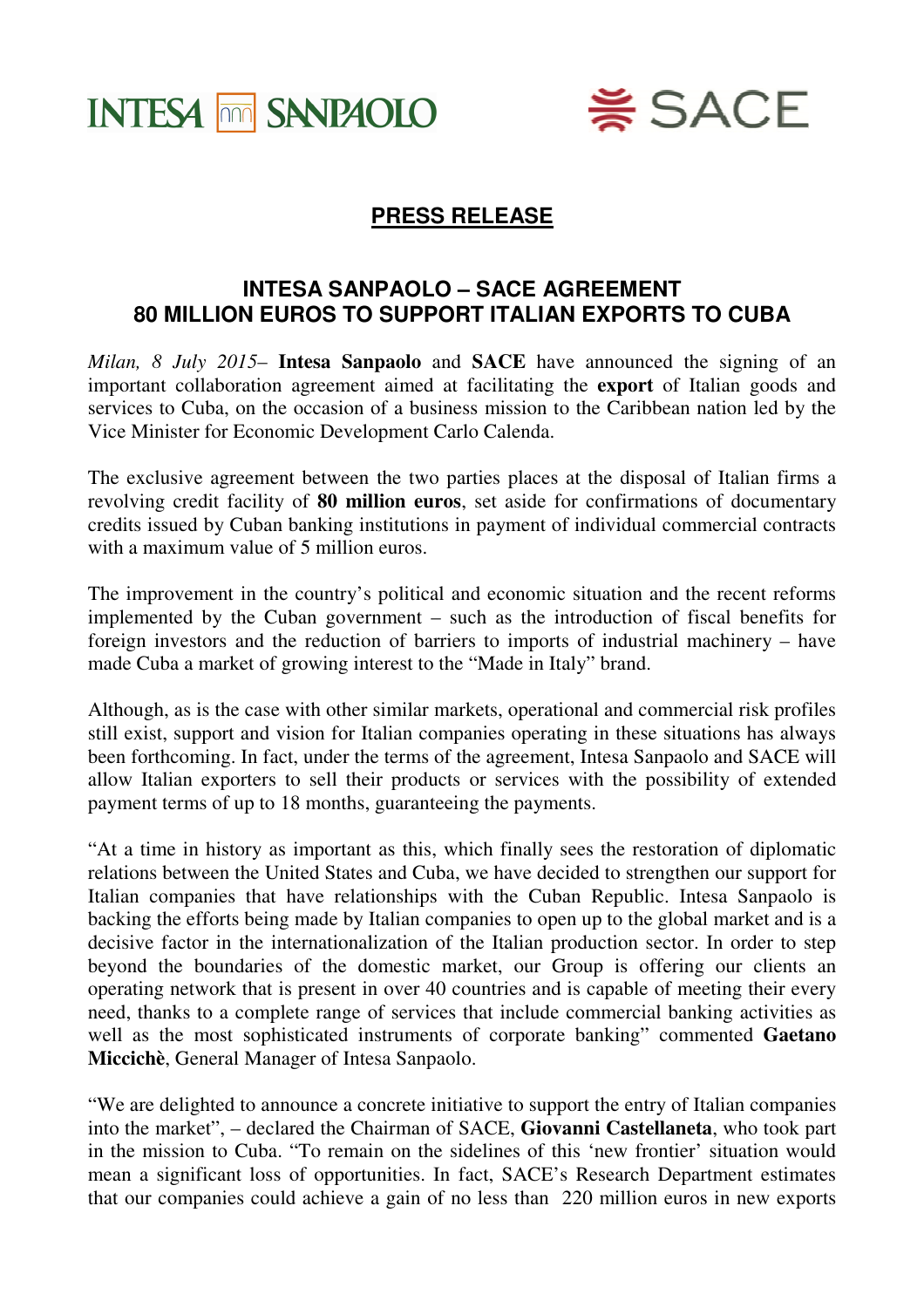INTESA SANPAOLO    SACE

## PRESS RELEASE

# INTESA SANPAOLO – SACE AGREEMENT
# 80 MILLION EUROS TO SUPPORT ITALIAN EXPORTS TO CUBA

*Milan, 8 July 2015*– **Intesa Sanpaolo** and **SACE** have announced the signing of an important collaboration agreement aimed at facilitating the **export** of Italian goods and services to Cuba, on the occasion of a business mission to the Caribbean nation led by the Vice Minister for Economic Development Carlo Calenda.

The exclusive agreement between the two parties places at the disposal of Italian firms a revolving credit facility of **80 million euros**, set aside for confirmations of documentary credits issued by Cuban banking institutions in payment of individual commercial contracts with a maximum value of 5 million euros.

The improvement in the country's political and economic situation and the recent reforms implemented by the Cuban government – such as the introduction of fiscal benefits for foreign investors and the reduction of barriers to imports of industrial machinery – have made Cuba a market of growing interest to the "Made in Italy" brand.

Although, as is the case with other similar markets, operational and commercial risk profiles still exist, support and vision for Italian companies operating in these situations has always been forthcoming. In fact, under the terms of the agreement, Intesa Sanpaolo and SACE will allow Italian exporters to sell their products or services with the possibility of extended payment terms of up to 18 months, guaranteeing the payments.

"At a time in history as important as this, which finally sees the restoration of diplomatic relations between the United States and Cuba, we have decided to strengthen our support for Italian companies that have relationships with the Cuban Republic. Intesa Sanpaolo is backing the efforts being made by Italian companies to open up to the global market and is a decisive factor in the internationalization of the Italian production sector. In order to step beyond the boundaries of the domestic market, our Group is offering our clients an operating network that is present in over 40 countries and is capable of meeting their every need, thanks to a complete range of services that include commercial banking activities as well as the most sophisticated instruments of corporate banking" commented **Gaetano Micciché**, General Manager of Intesa Sanpaolo.

"We are delighted to announce a concrete initiative to support the entry of Italian companies into the market", – declared the Chairman of SACE, **Giovanni Castellaneta**, who took part in the mission to Cuba. "To remain on the sidelines of this 'new frontier' situation would mean a significant loss of opportunities. In fact, SACE's Research Department estimates that our companies could achieve a gain of no less than 220 million euros in new exports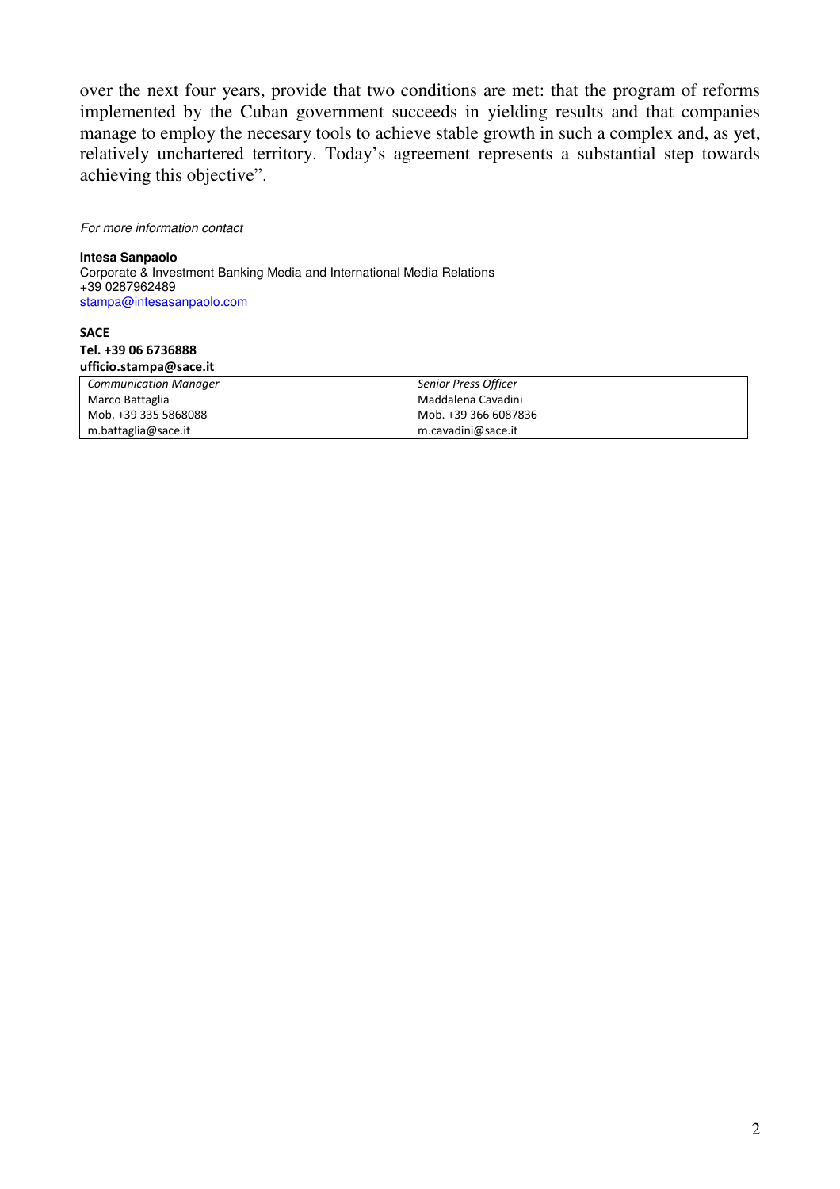over the next four years, provide that two conditions are met: that the program of reforms implemented by the Cuban government succeeds in yielding results and that companies manage to employ the necesary tools to achieve stable growth in such a complex and, as yet, relatively unchartered territory. Today's agreement represents a substantial step towards achieving this objective".

*For more information contact*

**Intesa Sanpaolo**
Corporate & Investment Banking Media and International Media Relations
+39 0287962489
stampa@intesasanpaolo.com

**SACE**
**Tel. +39 06 6736888**
**ufficio.stampa@sace.it**

| | |
|---|---|
| *Communication Manager* | *Senior Press Officer* |
| Marco Battaglia | Maddalena Cavadini |
| Mob. +39 335 5868088 | Mob. +39 366 6087836 |
| m.battaglia@sace.it | m.cavadini@sace.it |